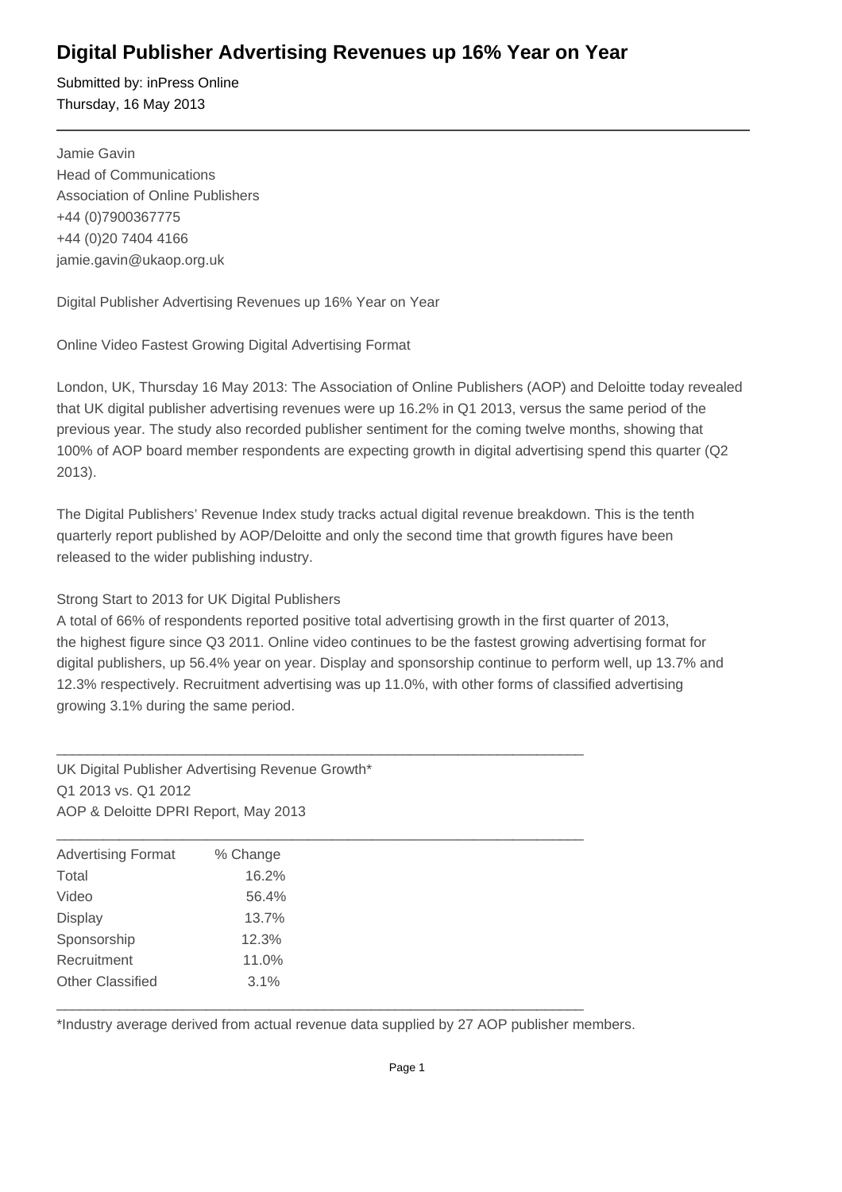# Digital Publisher Advertising Revenues up 16% Year on Year

Submitted by: inPress Online
Thursday, 16 May 2013

---

Jamie Gavin
Head of Communications
Association of Online Publishers
+44 (0)7900367775
+44 (0)20 7404 4166
jamie.gavin@ukaop.org.uk

Digital Publisher Advertising Revenues up 16% Year on Year

Online Video Fastest Growing Digital Advertising Format

London, UK, Thursday 16 May 2013: The Association of Online Publishers (AOP) and Deloitte today revealed that UK digital publisher advertising revenues were up 16.2% in Q1 2013, versus the same period of the previous year. The study also recorded publisher sentiment for the coming twelve months, showing that 100% of AOP board member respondents are expecting growth in digital advertising spend this quarter (Q2 2013).

The Digital Publishers' Revenue Index study tracks actual digital revenue breakdown. This is the tenth quarterly report published by AOP/Deloitte and only the second time that growth figures have been released to the wider publishing industry.

Strong Start to 2013 for UK Digital Publishers
A total of 66% of respondents reported positive total advertising growth in the first quarter of 2013, the highest figure since Q3 2011. Online video continues to be the fastest growing advertising format for digital publishers, up 56.4% year on year. Display and sponsorship continue to perform well, up 13.7% and 12.3% respectively. Recruitment advertising was up 11.0%, with other forms of classified advertising growing 3.1% during the same period.

UK Digital Publisher Advertising Revenue Growth*
Q1 2013 vs. Q1 2012
AOP & Deloitte DPRI Report, May 2013

| Advertising Format | % Change |
|---|---|
| Total | 16.2% |
| Video | 56.4% |
| Display | 13.7% |
| Sponsorship | 12.3% |
| Recruitment | 11.0% |
| Other Classified | 3.1% |

*Industry average derived from actual revenue data supplied by 27 AOP publisher members.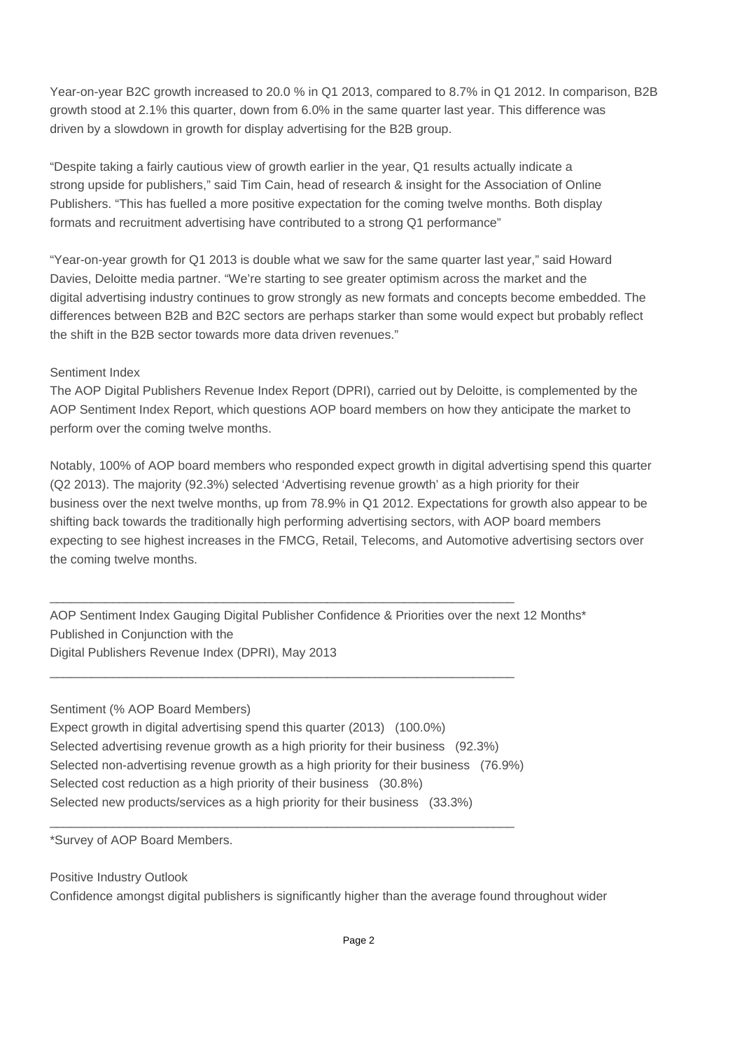Year-on-year B2C growth increased to 20.0 % in Q1 2013, compared to 8.7% in Q1 2012. In comparison, B2B growth stood at 2.1% this quarter, down from 6.0% in the same quarter last year. This difference was driven by a slowdown in growth for display advertising for the B2B group.

“Despite taking a fairly cautious view of growth earlier in the year, Q1 results actually indicate a strong upside for publishers,” said Tim Cain, head of research & insight for the Association of Online Publishers. “This has fuelled a more positive expectation for the coming twelve months. Both display formats and recruitment advertising have contributed to a strong Q1 performance”

“Year-on-year growth for Q1 2013 is double what we saw for the same quarter last year,” said Howard Davies, Deloitte media partner. “We’re starting to see greater optimism across the market and the digital advertising industry continues to grow strongly as new formats and concepts become embedded. The differences between B2B and B2C sectors are perhaps starker than some would expect but probably reflect the shift in the B2B sector towards more data driven revenues.”

Sentiment Index

The AOP Digital Publishers Revenue Index Report (DPRI), carried out by Deloitte, is complemented by the AOP Sentiment Index Report, which questions AOP board members on how they anticipate the market to perform over the coming twelve months.

Notably, 100% of AOP board members who responded expect growth in digital advertising spend this quarter (Q2 2013). The majority (92.3%) selected ‘Advertising revenue growth’ as a high priority for their business over the next twelve months, up from 78.9% in Q1 2012. Expectations for growth also appear to be shifting back towards the traditionally high performing advertising sectors, with AOP board members expecting to see highest increases in the FMCG, Retail, Telecoms, and Automotive advertising sectors over the coming twelve months.

---

AOP Sentiment Index Gauging Digital Publisher Confidence & Priorities over the next 12 Months*
Published in Conjunction with the
Digital Publishers Revenue Index (DPRI), May 2013

---

Sentiment (% AOP Board Members)
Expect growth in digital advertising spend this quarter (2013) (100.0%)
Selected advertising revenue growth as a high priority for their business (92.3%)
Selected non-advertising revenue growth as a high priority for their business (76.9%)
Selected cost reduction as a high priority of their business (30.8%)
Selected new products/services as a high priority for their business (33.3%)

---

*Survey of AOP Board Members.

Positive Industry Outlook

Confidence amongst digital publishers is significantly higher than the average found throughout wider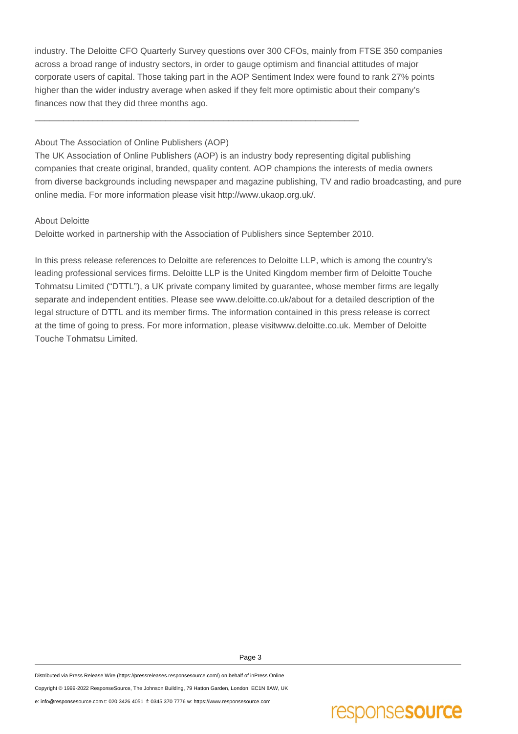industry. The Deloitte CFO Quarterly Survey questions over 300 CFOs, mainly from FTSE 350 companies across a broad range of industry sectors, in order to gauge optimism and financial attitudes of major corporate users of capital. Those taking part in the AOP Sentiment Index were found to rank 27% points higher than the wider industry average when asked if they felt more optimistic about their company's finances now that they did three months ago.

---

About The Association of Online Publishers (AOP)

The UK Association of Online Publishers (AOP) is an industry body representing digital publishing companies that create original, branded, quality content. AOP champions the interests of media owners from diverse backgrounds including newspaper and magazine publishing, TV and radio broadcasting, and pure online media. For more information please visit http://www.ukaop.org.uk/.

About Deloitte

Deloitte worked in partnership with the Association of Publishers since September 2010.

In this press release references to Deloitte are references to Deloitte LLP, which is among the country's leading professional services firms. Deloitte LLP is the United Kingdom member firm of Deloitte Touche Tohmatsu Limited ("DTTL"), a UK private company limited by guarantee, whose member firms are legally separate and independent entities. Please see www.deloitte.co.uk/about for a detailed description of the legal structure of DTTL and its member firms. The information contained in this press release is correct at the time of going to press. For more information, please visitwww.deloitte.co.uk. Member of Deloitte Touche Tohmatsu Limited.